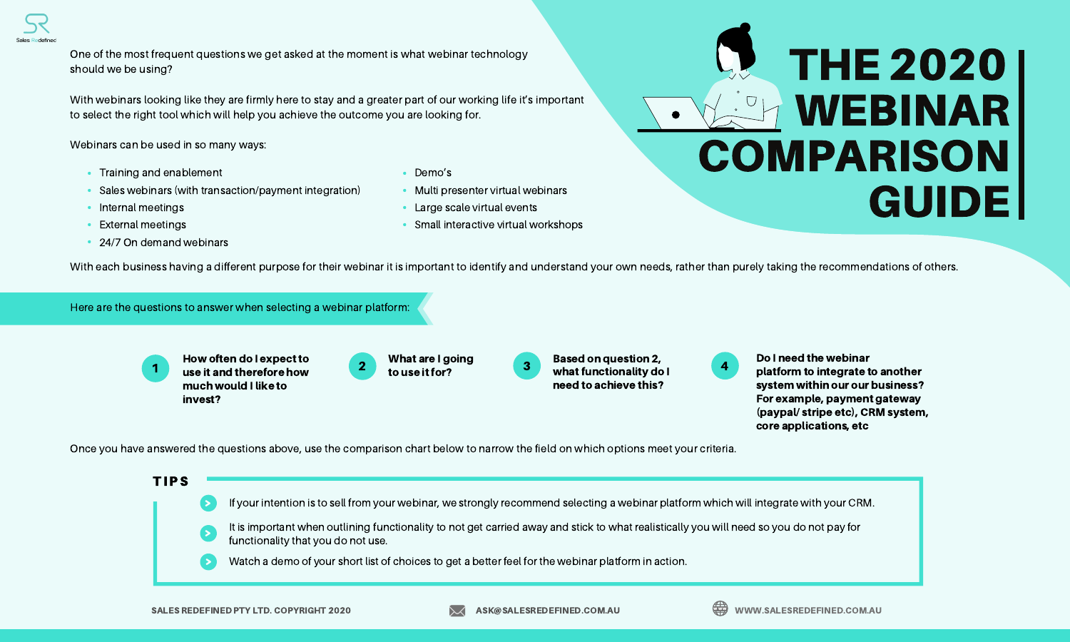# THE 2020 WEBINAR COMPARISON GUIDE

One of the most frequent questions we get asked at the moment is what webinar technology should we be using?

With webinars looking like they are firmly here to stay and a greater part of our working life it's important to select the right tool which will help you achieve the outcome you are looking for.

Webinars can be used in so many ways:

- Training and enablement
- Sales webinars (with transaction/payment integration)
- Internal meetings
- External meetings
- 24/7 On demand webinars
- Demo's
- Multi presenter virtual webinars
- Large scale virtual events
- Small interactive virtual workshops

With each business having a different purpose for their webinar it is important to identify and understand your own needs, rather than purely taking the recommendations of others.

## Here are the questions to answer when selecting a webinar platform:

1. **How often do I expect to use it and therefore how much would I like to invest?**
2. **What are I going to use it for?**
3. **Based on question 2, what functionality do I need to achieve this?**
4. **Do I need the webinar platform to integrate to another system within our our business? For example, payment gateway (paypal/ stripe etc), CRM system, core applications, etc**

Once you have answered the questions above, use the comparison chart below to narrow the field on which options meet your criteria.

## TIPS

- If your intention is to sell from your webinar, we strongly recommend selecting a webinar platform which will integrate with your CRM.
- It is important when outlining functionality to not get carried away and stick to what realistically you will need so you do not pay for functionality that you do not use.
- Watch a demo of your short list of choices to get a better feel for the webinar platform in action.

SALES REDEFINED PTY LTD. COPYRIGHT 2020 ASK@SALESREDEFINED.COM.AU WWW.SALESREDEFINED.COM.AU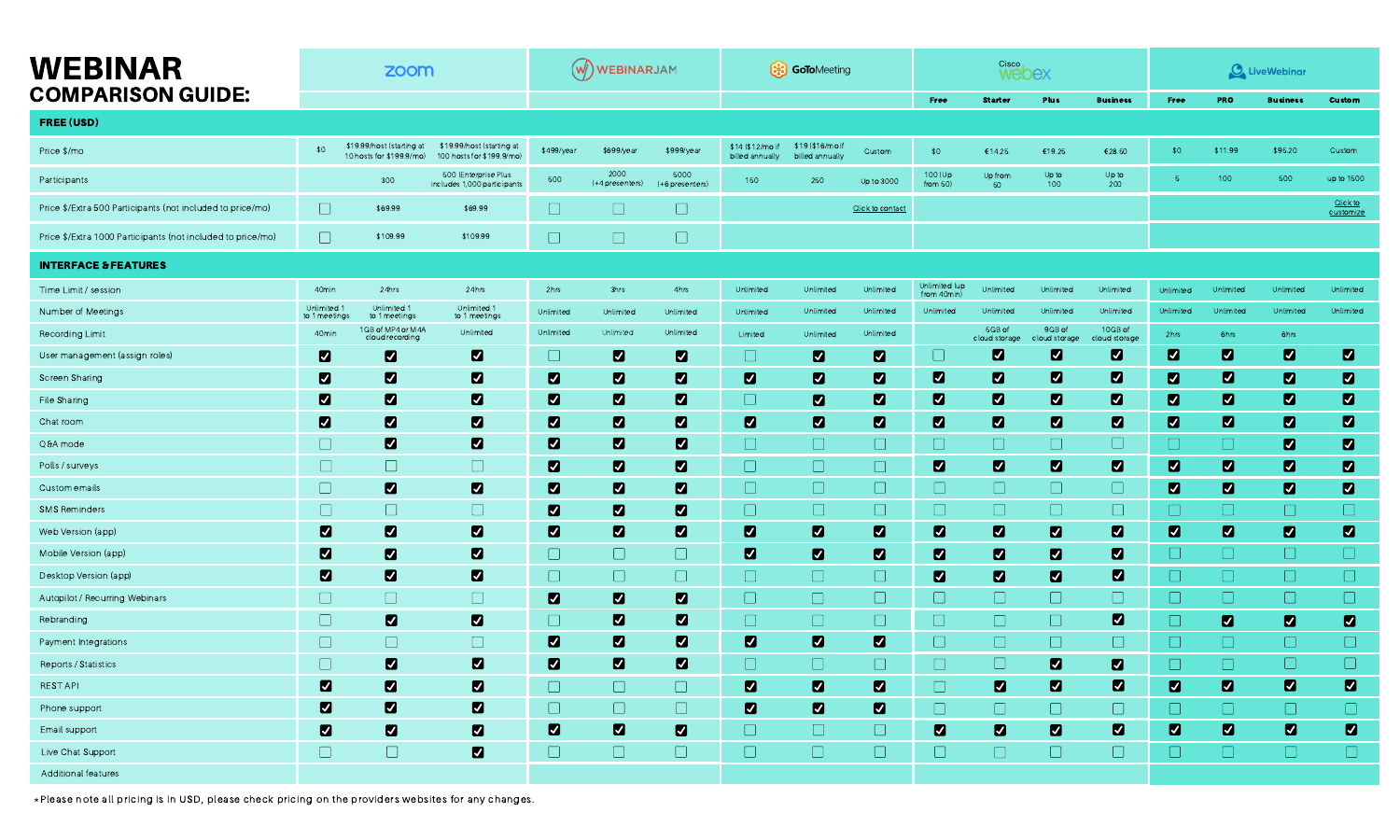# WEBINAR COMPARISON GUIDE:

| | zoom | | | WEBINARJAM | | | GoToMeeting | | | Cisco webex | | | | LiveWebinar | | | |
|---|---|---|---|---|---|---|---|---|---|---|---|---|---|---|---|---|---|
| | | | | | | | | | | Free | Starter | Plus | Business | Free | PRO | Business | Custom |
| **FREE (USD)** | | | | | | | | | | | | | | | | | |
| Price $/mo | $0 | $19.99/host (starting at 10 hosts for $199.9/mo) | $19.99/host (starting at 100 hosts for $199.9/mo) | $499/year | $699/year | $999/year | $14 ($12/mo if billed annually) | $19 ($16/mo if billed annually) | Custom | $0 | €14.25 | €19.25 | €28.50 | $0 | $11.99 | $95.20 | Custom |
| Participants | | 300 | 500 (Enterprise Plus includes 1,000 participants) | 500 | 2000 (+4 presenters) | 5000 (+6 presenters) | 150 | 250 | Up to 3000 | 100 (Up from 50) | Up from 50 | Up to 100 | Up to 200 | 5 | 100 | 500 | up to 1500 |
| Price $/Extra 500 Participants (not included to price/mo) | ☐ | $69.99 | $69.99 | ☐ | ☐ | ☐ | | | Click to contact | | | | | | | | Click to customize |
| Price $/Extra 1000 Participants (not included to price/mo) | ☐ | $109.99 | $109.99 | ☐ | ☐ | ☐ | | | | | | | | | | | |
| **INTERFACE & FEATURES** | | | | | | | | | | | | | | | | | |
| Time Limit / session | 40min | 24hrs | 24hrs | 2hrs | 3hrs | 4hrs | Unlimited | Unlimited | Unlimited | Unlimited (up from 40min) | Unlimited | Unlimited | Unlimited | Unlimited | Unlimited | Unlimited | Unlimited |
| Number of Meetings | Unlimited 1 to 1 meetings | Unlimited 1 to 1 meetings | Unlimited 1 to 1 meetings | Unlimited | Unlimited | Unlimited | Unlimited | Unlimited | Unlimited | Unlimited | Unlimited | Unlimited | Unlimited | Unlimited | Unlimited | Unlimited | Unlimited |
| Recording Limit | 40min | 1GB of MP4 or M4A cloud recording | Unlimited | Unlimited | Unlimited | Unlimited | Limited | Unlimited | Unlimited | | 5GB of cloud storage | 9GB of cloud storage | 10GB of cloud storage | 2hrs | 6hrs | 6hrs | |
| User management (assign roles) | ☑ | ☑ | ☑ | ☐ | ☑ | ☑ | ☐ | ☑ | ☑ | ☐ | ☑ | ☑ | ☑ | ☑ | ☑ | ☑ | ☑ |
| Screen Sharing | ☑ | ☑ | ☑ | ☑ | ☑ | ☑ | ☑ | ☑ | ☑ | ☑ | ☑ | ☑ | ☑ | ☑ | ☑ | ☑ | ☑ |
| File Sharing | ☑ | ☑ | ☑ | ☑ | ☑ | ☑ | ☐ | ☑ | ☑ | ☑ | ☑ | ☑ | ☑ | ☑ | ☑ | ☑ | ☑ |
| Chat room | ☑ | ☑ | ☑ | ☑ | ☑ | ☑ | ☑ | ☑ | ☑ | ☑ | ☑ | ☑ | ☑ | ☑ | ☑ | ☑ | ☑ |
| Q&A mode | ☐ | ☑ | ☑ | ☑ | ☑ | ☑ | ☐ | ☐ | ☐ | ☐ | ☐ | ☐ | ☐ | ☐ | ☐ | ☑ | ☑ |
| Polls / surveys | ☐ | ☐ | ☐ | ☑ | ☑ | ☑ | ☐ | ☐ | ☐ | ☑ | ☑ | ☑ | ☑ | ☑ | ☑ | ☑ | ☑ |
| Custom emails | ☐ | ☑ | ☑ | ☑ | ☑ | ☑ | ☐ | ☐ | ☐ | ☐ | ☐ | ☐ | ☐ | ☑ | ☑ | ☑ | ☑ |
| SMS Reminders | ☐ | ☐ | ☐ | ☑ | ☑ | ☑ | ☐ | ☐ | ☐ | ☐ | ☐ | ☐ | ☐ | ☐ | ☐ | ☐ | ☐ |
| Web Version (app) | ☑ | ☑ | ☑ | ☑ | ☑ | ☑ | ☑ | ☑ | ☑ | ☑ | ☑ | ☑ | ☑ | ☑ | ☑ | ☑ | ☑ |
| Mobile Version (app) | ☑ | ☑ | ☑ | ☐ | ☐ | ☐ | ☑ | ☑ | ☑ | ☑ | ☑ | ☑ | ☑ | ☐ | ☐ | ☐ | ☐ |
| Desktop Version (app) | ☑ | ☑ | ☑ | ☐ | ☐ | ☐ | ☐ | ☐ | ☐ | ☑ | ☑ | ☑ | ☑ | ☐ | ☐ | ☐ | ☐ |
| Autopilot / Recurring Webinars | ☐ | ☐ | ☐ | ☑ | ☑ | ☑ | ☐ | ☐ | ☐ | ☐ | ☐ | ☐ | ☐ | ☐ | ☐ | ☐ | ☐ |
| Rebranding | ☐ | ☑ | ☑ | ☐ | ☑ | ☑ | ☐ | ☐ | ☐ | ☐ | ☐ | ☐ | ☑ | ☐ | ☑ | ☑ | ☑ |
| Payment Integrations | ☐ | ☐ | ☐ | ☑ | ☑ | ☑ | ☑ | ☑ | ☑ | ☐ | ☐ | ☐ | ☐ | ☐ | ☐ | ☐ | ☐ |
| Reports / Statistics | ☐ | ☑ | ☑ | ☑ | ☑ | ☑ | ☐ | ☐ | ☐ | ☐ | ☐ | ☑ | ☑ | ☐ | ☐ | ☐ | ☐ |
| REST API | ☑ | ☑ | ☑ | ☐ | ☐ | ☐ | ☑ | ☑ | ☑ | ☐ | ☑ | ☑ | ☑ | ☑ | ☑ | ☑ | ☑ |
| Phone support | ☑ | ☑ | ☑ | ☐ | ☐ | ☐ | ☑ | ☑ | ☑ | ☐ | ☐ | ☐ | ☐ | ☐ | ☐ | ☐ | ☐ |
| Email support | ☑ | ☑ | ☑ | ☑ | ☑ | ☑ | ☐ | ☐ | ☐ | ☑ | ☑ | ☑ | ☑ | ☑ | ☑ | ☑ | ☑ |
| Live Chat Support | ☐ | ☐ | ☑ | ☐ | ☐ | ☐ | ☐ | ☐ | ☐ | ☐ | ☐ | ☐ | ☐ | ☐ | ☐ | ☐ | ☐ |
| Additional features | | | | | | | | | | | | | | | | | |

*Please note all pricing is in USD, please check pricing on the providers websites for any changes.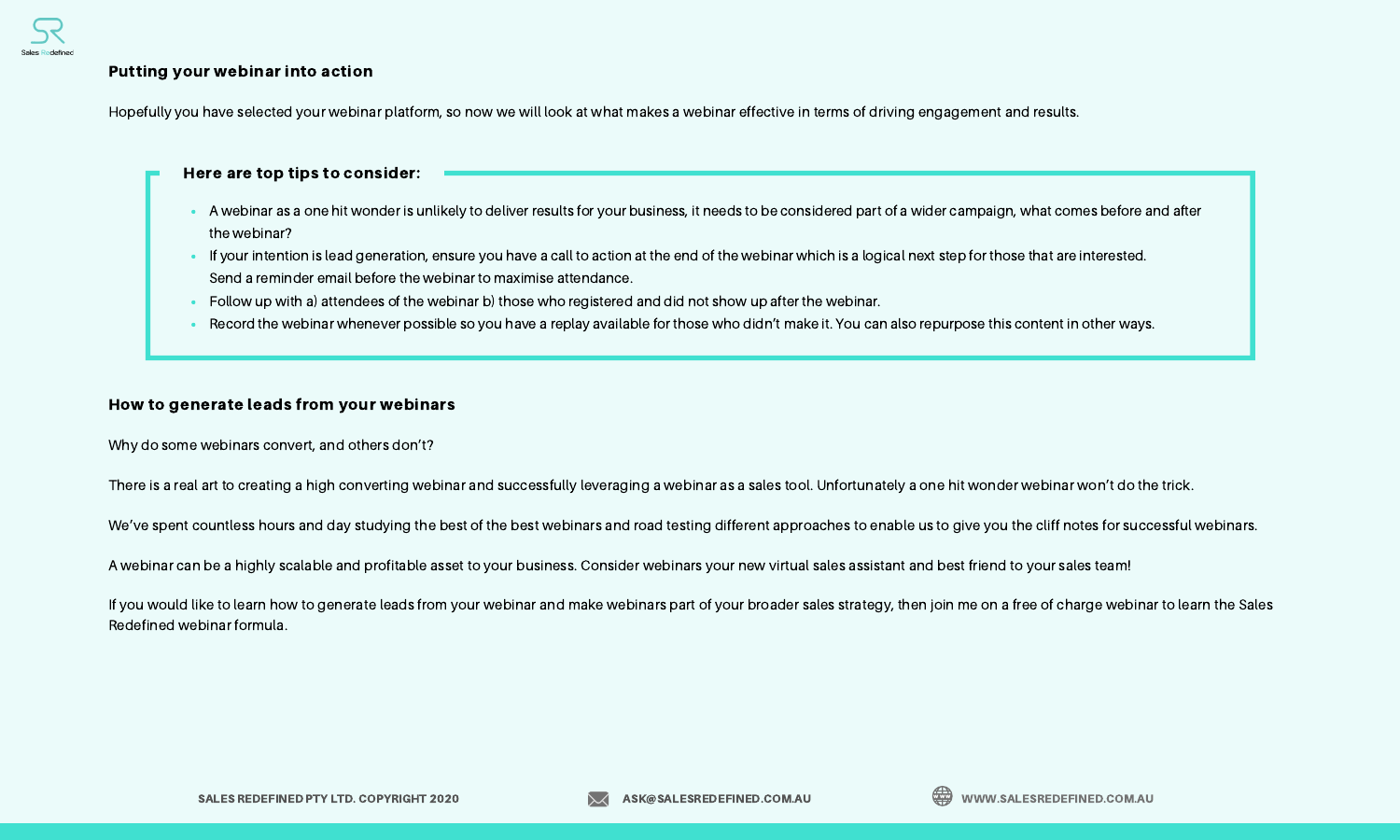## Putting your webinar into action

Hopefully you have selected your webinar platform, so now we will look at what makes a webinar effective in terms of driving engagement and results.

**Here are top tips to consider:**

- A webinar as a one hit wonder is unlikely to deliver results for your business, it needs to be considered part of a wider campaign, what comes before and after the webinar?
- If your intention is lead generation, ensure you have a call to action at the end of the webinar which is a logical next step for those that are interested. Send a reminder email before the webinar to maximise attendance.
- Follow up with a) attendees of the webinar b) those who registered and did not show up after the webinar.
- Record the webinar whenever possible so you have a replay available for those who didn't make it. You can also repurpose this content in other ways.

## How to generate leads from your webinars

Why do some webinars convert, and others don't?

There is a real art to creating a high converting webinar and successfully leveraging a webinar as a sales tool. Unfortunately a one hit wonder webinar won't do the trick.

We've spent countless hours and day studying the best of the best webinars and road testing different approaches to enable us to give you the cliff notes for successful webinars.

A webinar can be a highly scalable and profitable asset to your business. Consider webinars your new virtual sales assistant and best friend to your sales team!

If you would like to learn how to generate leads from your webinar and make webinars part of your broader sales strategy, then join me on a free of charge webinar to learn the Sales Redefined webinar formula.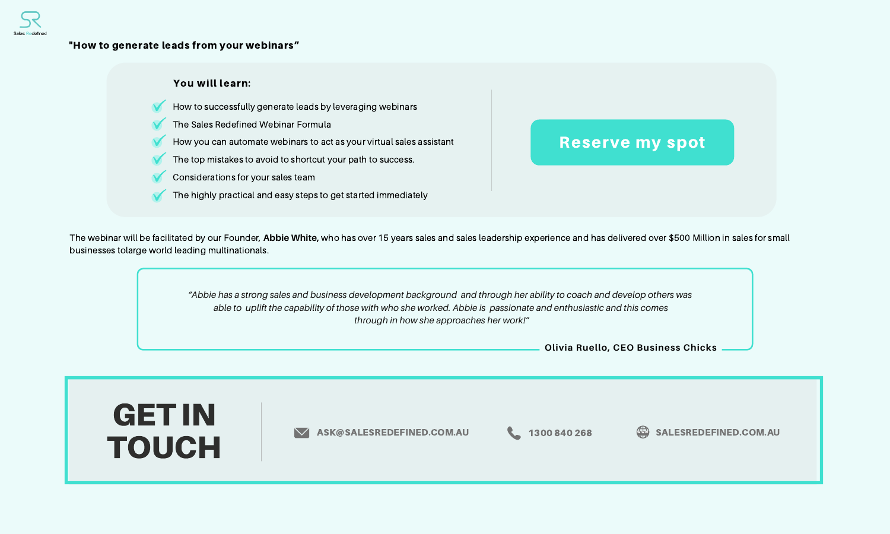Sales Redefined

**"How to generate leads from your webinars"**

**You will learn:**

- How to successfully generate leads by leveraging webinars
- The Sales Redefined Webinar Formula
- How you can automate webinars to act as your virtual sales assistant
- The top mistakes to avoid to shortcut your path to success.
- Considerations for your sales team
- The highly practical and easy steps to get started immediately

**Reserve my spot**

The webinar will be facilitated by our Founder, **Abbie White,** who has over 15 years sales and sales leadership experience and has delivered over $500 Million in sales for small businesses tolarge world leading multinationals.

> *"Abbie has a strong sales and business development background and through her ability to coach and develop others was able to uplift the capability of those with who she worked. Abbie is passionate and enthusiastic and this comes through in how she approaches her work!"*
>
> **Olivia Ruello, CEO Business Chicks**

## GET IN TOUCH

ASK@SALESREDEFINED.COM.AU

1300 840 268

SALESREDEFINED.COM.AU